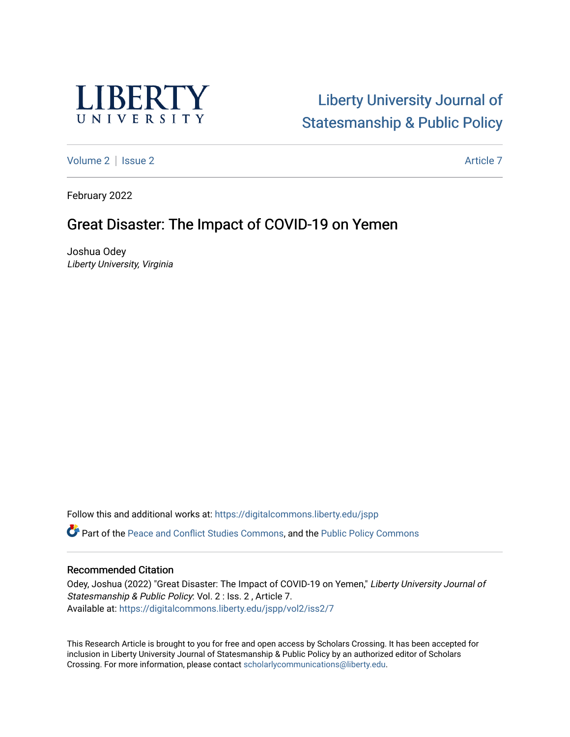LIBERTY UNIVERSITY

Liberty University Journal of Statesmanship & Public Policy

Volume 2 | Issue 2 Article 7

February 2022

# Great Disaster: The Impact of COVID-19 on Yemen

Joshua Odey
*Liberty University, Virginia*

Follow this and additional works at: https://digitalcommons.liberty.edu/jspp

Part of the Peace and Conflict Studies Commons, and the Public Policy Commons

## Recommended Citation

Odey, Joshua (2022) "Great Disaster: The Impact of COVID-19 on Yemen," *Liberty University Journal of Statesmanship & Public Policy*: Vol. 2 : Iss. 2 , Article 7.
Available at: https://digitalcommons.liberty.edu/jspp/vol2/iss2/7

This Research Article is brought to you for free and open access by Scholars Crossing. It has been accepted for inclusion in Liberty University Journal of Statesmanship & Public Policy by an authorized editor of Scholars Crossing. For more information, please contact scholarlycommunications@liberty.edu.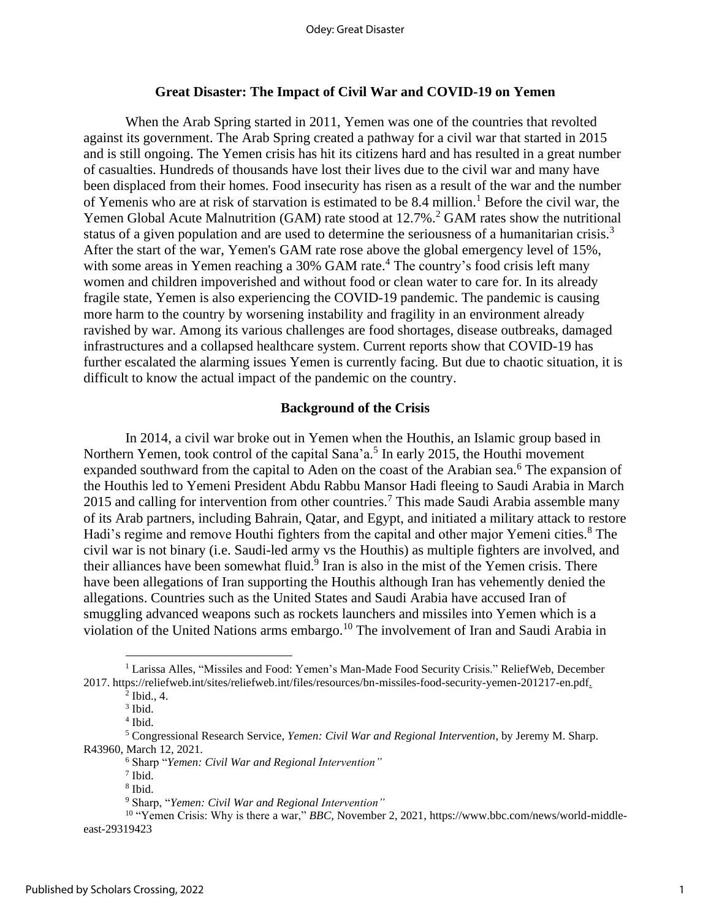## Great Disaster: The Impact of Civil War and COVID-19 on Yemen

When the Arab Spring started in 2011, Yemen was one of the countries that revolted against its government. The Arab Spring created a pathway for a civil war that started in 2015 and is still ongoing. The Yemen crisis has hit its citizens hard and has resulted in a great number of casualties. Hundreds of thousands have lost their lives due to the civil war and many have been displaced from their homes. Food insecurity has risen as a result of the war and the number of Yemenis who are at risk of starvation is estimated to be 8.4 million.[1] Before the civil war, the Yemen Global Acute Malnutrition (GAM) rate stood at 12.7%.[2] GAM rates show the nutritional status of a given population and are used to determine the seriousness of a humanitarian crisis.[3] After the start of the war, Yemen's GAM rate rose above the global emergency level of 15%, with some areas in Yemen reaching a 30% GAM rate.[4] The country's food crisis left many women and children impoverished and without food or clean water to care for. In its already fragile state, Yemen is also experiencing the COVID-19 pandemic. The pandemic is causing more harm to the country by worsening instability and fragility in an environment already ravished by war. Among its various challenges are food shortages, disease outbreaks, damaged infrastructures and a collapsed healthcare system. Current reports show that COVID-19 has further escalated the alarming issues Yemen is currently facing. But due to chaotic situation, it is difficult to know the actual impact of the pandemic on the country.

### Background of the Crisis

In 2014, a civil war broke out in Yemen when the Houthis, an Islamic group based in Northern Yemen, took control of the capital Sana'a.[5] In early 2015, the Houthi movement expanded southward from the capital to Aden on the coast of the Arabian sea.[6] The expansion of the Houthis led to Yemeni President Abdu Rabbu Mansor Hadi fleeing to Saudi Arabia in March 2015 and calling for intervention from other countries.[7] This made Saudi Arabia assemble many of its Arab partners, including Bahrain, Qatar, and Egypt, and initiated a military attack to restore Hadi's regime and remove Houthi fighters from the capital and other major Yemeni cities.[8] The civil war is not binary (i.e. Saudi-led army vs the Houthis) as multiple fighters are involved, and their alliances have been somewhat fluid.[9] Iran is also in the mist of the Yemen crisis. There have been allegations of Iran supporting the Houthis although Iran has vehemently denied the allegations. Countries such as the United States and Saudi Arabia have accused Iran of smuggling advanced weapons such as rockets launchers and missiles into Yemen which is a violation of the United Nations arms embargo.[10] The involvement of Iran and Saudi Arabia in

---

[1] Larissa Alles, "Missiles and Food: Yemen's Man-Made Food Security Crisis." ReliefWeb, December 2017. https://reliefweb.int/sites/reliefweb.int/files/resources/bn-missiles-food-security-yemen-201217-en.pdf.

[2] Ibid., 4.

[3] Ibid.

[4] Ibid.

[5] Congressional Research Service, *Yemen: Civil War and Regional Intervention*, by Jeremy M. Sharp. R43960, March 12, 2021.

[6] Sharp "*Yemen: Civil War and Regional Intervention*"

[7] Ibid.

[8] Ibid.

[9] Sharp, "*Yemen: Civil War and Regional Intervention*"

[10] "Yemen Crisis: Why is there a war," *BBC*, November 2, 2021, https://www.bbc.com/news/world-middle-east-29319423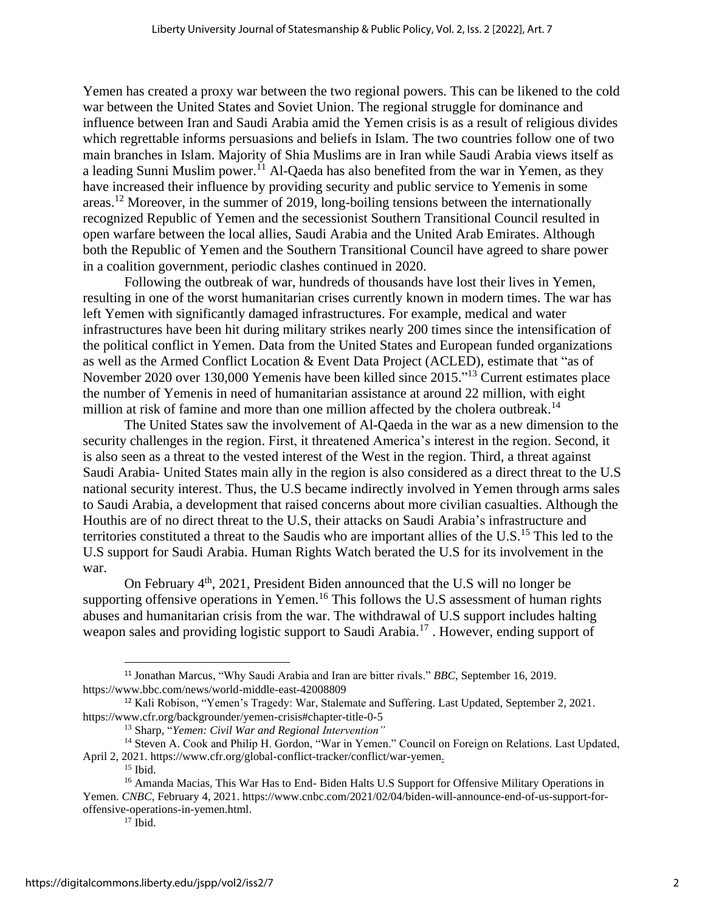Yemen has created a proxy war between the two regional powers. This can be likened to the cold war between the United States and Soviet Union. The regional struggle for dominance and influence between Iran and Saudi Arabia amid the Yemen crisis is as a result of religious divides which regrettable informs persuasions and beliefs in Islam. The two countries follow one of two main branches in Islam. Majority of Shia Muslims are in Iran while Saudi Arabia views itself as a leading Sunni Muslim power.[11] Al-Qaeda has also benefited from the war in Yemen, as they have increased their influence by providing security and public service to Yemenis in some areas.[12] Moreover, in the summer of 2019, long-boiling tensions between the internationally recognized Republic of Yemen and the secessionist Southern Transitional Council resulted in open warfare between the local allies, Saudi Arabia and the United Arab Emirates. Although both the Republic of Yemen and the Southern Transitional Council have agreed to share power in a coalition government, periodic clashes continued in 2020.

Following the outbreak of war, hundreds of thousands have lost their lives in Yemen, resulting in one of the worst humanitarian crises currently known in modern times. The war has left Yemen with significantly damaged infrastructures. For example, medical and water infrastructures have been hit during military strikes nearly 200 times since the intensification of the political conflict in Yemen. Data from the United States and European funded organizations as well as the Armed Conflict Location & Event Data Project (ACLED), estimate that "as of November 2020 over 130,000 Yemenis have been killed since 2015."[13] Current estimates place the number of Yemenis in need of humanitarian assistance at around 22 million, with eight million at risk of famine and more than one million affected by the cholera outbreak.[14]

The United States saw the involvement of Al-Qaeda in the war as a new dimension to the security challenges in the region. First, it threatened America's interest in the region. Second, it is also seen as a threat to the vested interest of the West in the region. Third, a threat against Saudi Arabia- United States main ally in the region is also considered as a direct threat to the U.S national security interest. Thus, the U.S became indirectly involved in Yemen through arms sales to Saudi Arabia, a development that raised concerns about more civilian casualties. Although the Houthis are of no direct threat to the U.S, their attacks on Saudi Arabia's infrastructure and territories constituted a threat to the Saudis who are important allies of the U.S.[15] This led to the U.S support for Saudi Arabia. Human Rights Watch berated the U.S for its involvement in the war.

On February 4th, 2021, President Biden announced that the U.S will no longer be supporting offensive operations in Yemen.[16] This follows the U.S assessment of human rights abuses and humanitarian crisis from the war. The withdrawal of U.S support includes halting weapon sales and providing logistic support to Saudi Arabia.[17] . However, ending support of

---

[11] Jonathan Marcus, "Why Saudi Arabia and Iran are bitter rivals." *BBC*, September 16, 2019. https://www.bbc.com/news/world-middle-east-42008809

[12] Kali Robison, "Yemen's Tragedy: War, Stalemate and Suffering. Last Updated, September 2, 2021. https://www.cfr.org/backgrounder/yemen-crisis#chapter-title-0-5

[13] Sharp, "*Yemen: Civil War and Regional Intervention"*

[14] Steven A. Cook and Philip H. Gordon, "War in Yemen." Council on Foreign on Relations. Last Updated, April 2, 2021. https://www.cfr.org/global-conflict-tracker/conflict/war-yemen.

[15] Ibid.

[16] Amanda Macias, This War Has to End- Biden Halts U.S Support for Offensive Military Operations in Yemen. *CNBC*, February 4, 2021. https://www.cnbc.com/2021/02/04/biden-will-announce-end-of-us-support-for-offensive-operations-in-yemen.html.

[17] Ibid.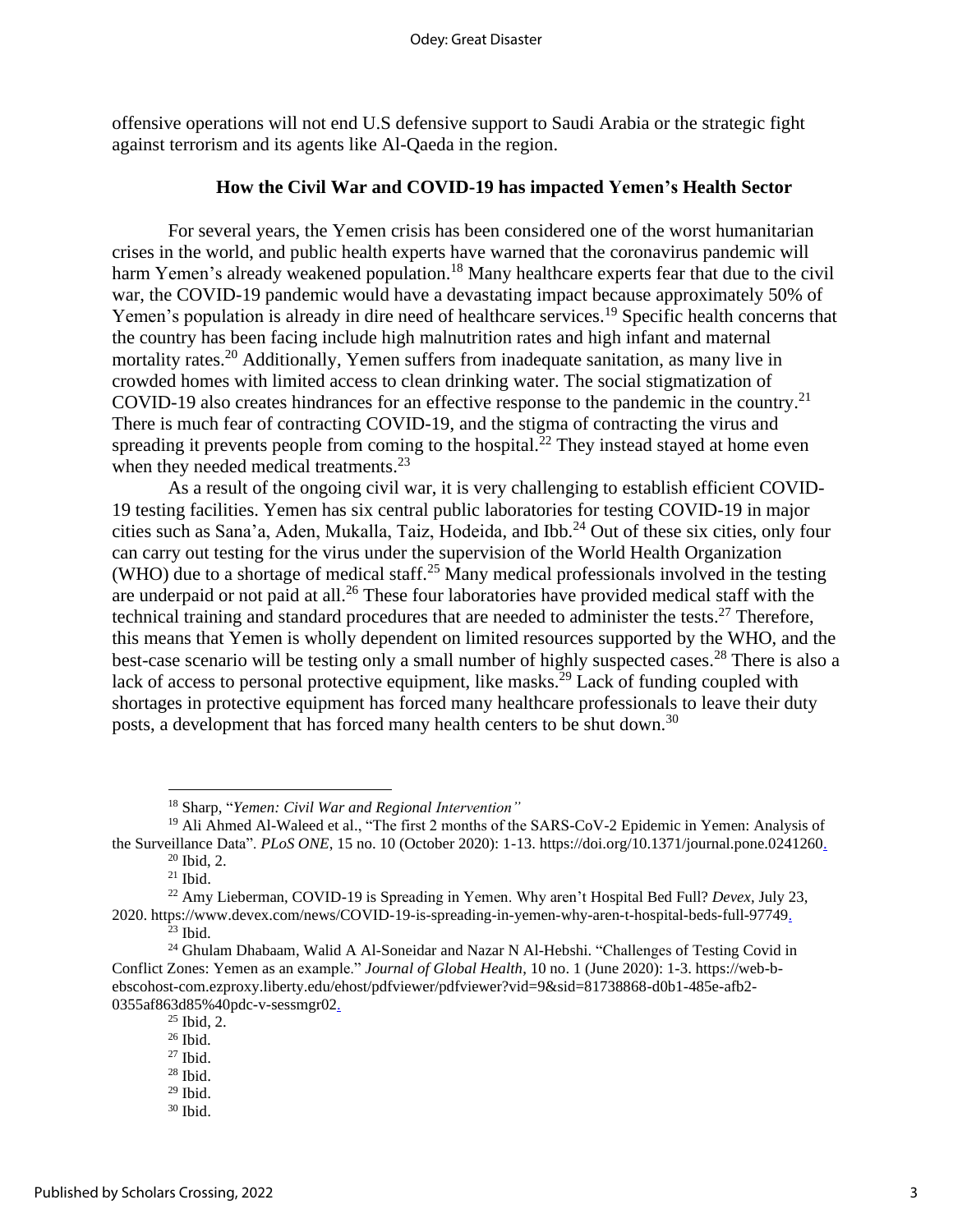offensive operations will not end U.S defensive support to Saudi Arabia or the strategic fight against terrorism and its agents like Al-Qaeda in the region.

### How the Civil War and COVID-19 has impacted Yemen's Health Sector

For several years, the Yemen crisis has been considered one of the worst humanitarian crises in the world, and public health experts have warned that the coronavirus pandemic will harm Yemen's already weakened population.[18] Many healthcare experts fear that due to the civil war, the COVID-19 pandemic would have a devastating impact because approximately 50% of Yemen's population is already in dire need of healthcare services.[19] Specific health concerns that the country has been facing include high malnutrition rates and high infant and maternal mortality rates.[20] Additionally, Yemen suffers from inadequate sanitation, as many live in crowded homes with limited access to clean drinking water. The social stigmatization of COVID-19 also creates hindrances for an effective response to the pandemic in the country.[21] There is much fear of contracting COVID-19, and the stigma of contracting the virus and spreading it prevents people from coming to the hospital.[22] They instead stayed at home even when they needed medical treatments.[23]

As a result of the ongoing civil war, it is very challenging to establish efficient COVID-19 testing facilities. Yemen has six central public laboratories for testing COVID-19 in major cities such as Sana'a, Aden, Mukalla, Taiz, Hodeida, and Ibb.[24] Out of these six cities, only four can carry out testing for the virus under the supervision of the World Health Organization (WHO) due to a shortage of medical staff.[25] Many medical professionals involved in the testing are underpaid or not paid at all.[26] These four laboratories have provided medical staff with the technical training and standard procedures that are needed to administer the tests.[27] Therefore, this means that Yemen is wholly dependent on limited resources supported by the WHO, and the best-case scenario will be testing only a small number of highly suspected cases.[28] There is also a lack of access to personal protective equipment, like masks.[29] Lack of funding coupled with shortages in protective equipment has forced many healthcare professionals to leave their duty posts, a development that has forced many health centers to be shut down.[30]

---

[18] Sharp, "*Yemen: Civil War and Regional Intervention"*

[19] Ali Ahmed Al-Waleed et al., "The first 2 months of the SARS-CoV-2 Epidemic in Yemen: Analysis of the Surveillance Data". *PLoS ONE*, 15 no. 10 (October 2020): 1-13. https://doi.org/10.1371/journal.pone.0241260.

[20] Ibid, 2.

[21] Ibid.

[22] Amy Lieberman, COVID-19 is Spreading in Yemen. Why aren't Hospital Bed Full? *Devex*, July 23, 2020. https://www.devex.com/news/COVID-19-is-spreading-in-yemen-why-aren-t-hospital-beds-full-97749.

[23] Ibid.

[24] Ghulam Dhabaam, Walid A Al-Soneidar and Nazar N Al-Hebshi. "Challenges of Testing Covid in Conflict Zones: Yemen as an example." *Journal of Global Health*, 10 no. 1 (June 2020): 1-3. https://web-b-ebscohost-com.ezproxy.liberty.edu/ehost/pdfviewer/pdfviewer?vid=9&sid=81738868-d0b1-485e-afb2-0355af863d85%40pdc-v-sessmgr02.

[25] Ibid, 2.

[26] Ibid.

[27] Ibid.

[28] Ibid.

[29] Ibid.

[30] Ibid.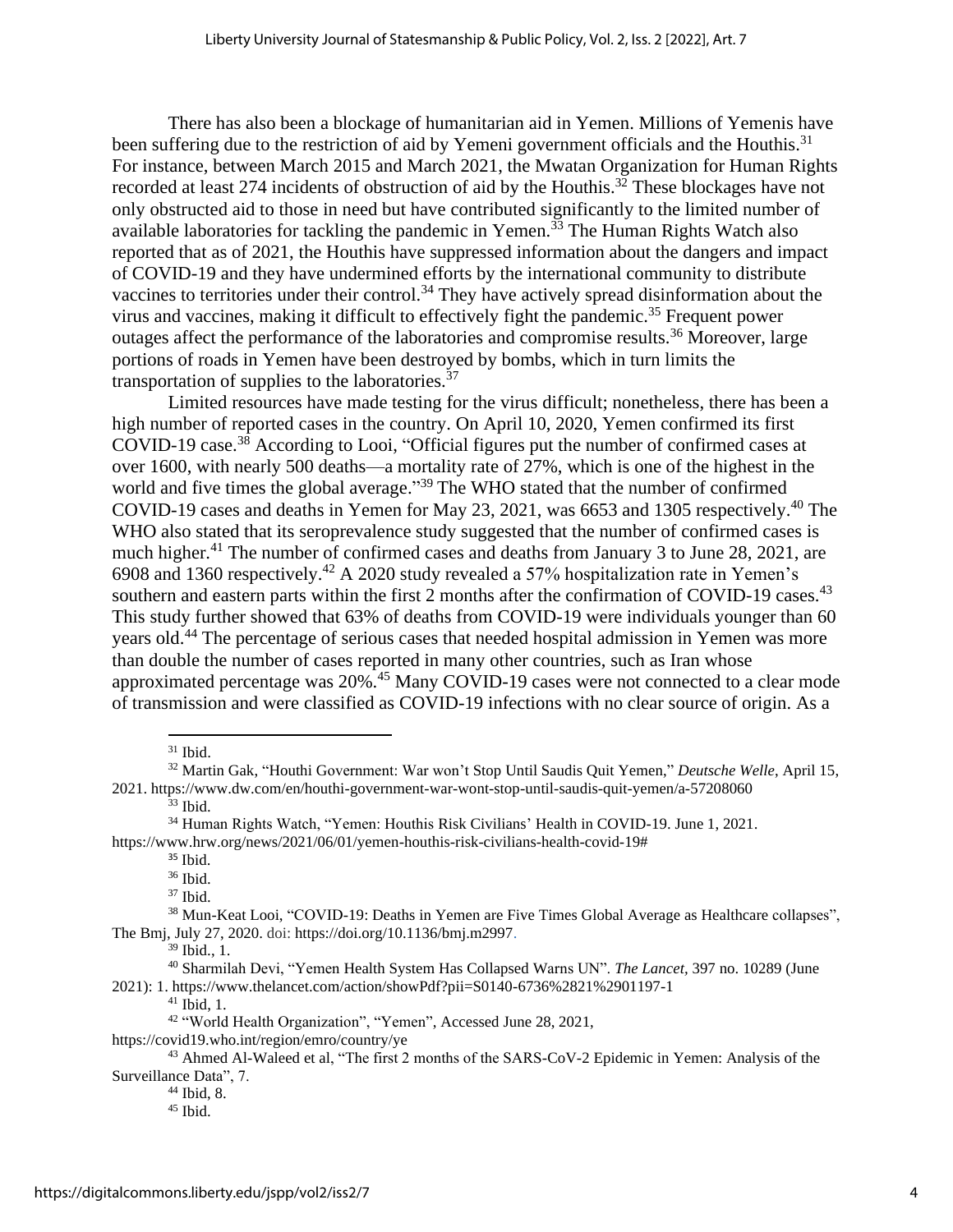There has also been a blockage of humanitarian aid in Yemen. Millions of Yemenis have been suffering due to the restriction of aid by Yemeni government officials and the Houthis.[31] For instance, between March 2015 and March 2021, the Mwatan Organization for Human Rights recorded at least 274 incidents of obstruction of aid by the Houthis.[32] These blockages have not only obstructed aid to those in need but have contributed significantly to the limited number of available laboratories for tackling the pandemic in Yemen.[33] The Human Rights Watch also reported that as of 2021, the Houthis have suppressed information about the dangers and impact of COVID-19 and they have undermined efforts by the international community to distribute vaccines to territories under their control.[34] They have actively spread disinformation about the virus and vaccines, making it difficult to effectively fight the pandemic.[35] Frequent power outages affect the performance of the laboratories and compromise results.[36] Moreover, large portions of roads in Yemen have been destroyed by bombs, which in turn limits the transportation of supplies to the laboratories.[37]

Limited resources have made testing for the virus difficult; nonetheless, there has been a high number of reported cases in the country. On April 10, 2020, Yemen confirmed its first COVID-19 case.[38] According to Looi, "Official figures put the number of confirmed cases at over 1600, with nearly 500 deaths—a mortality rate of 27%, which is one of the highest in the world and five times the global average."[39] The WHO stated that the number of confirmed COVID-19 cases and deaths in Yemen for May 23, 2021, was 6653 and 1305 respectively.[40] The WHO also stated that its seroprevalence study suggested that the number of confirmed cases is much higher.[41] The number of confirmed cases and deaths from January 3 to June 28, 2021, are 6908 and 1360 respectively.[42] A 2020 study revealed a 57% hospitalization rate in Yemen's southern and eastern parts within the first 2 months after the confirmation of COVID-19 cases.[43] This study further showed that 63% of deaths from COVID-19 were individuals younger than 60 years old.[44] The percentage of serious cases that needed hospital admission in Yemen was more than double the number of cases reported in many other countries, such as Iran whose approximated percentage was 20%.[45] Many COVID-19 cases were not connected to a clear mode of transmission and were classified as COVID-19 infections with no clear source of origin. As a

---

[31] Ibid.

[32] Martin Gak, "Houthi Government: War won't Stop Until Saudis Quit Yemen," *Deutsche Welle*, April 15, 2021. https://www.dw.com/en/houthi-government-war-wont-stop-until-saudis-quit-yemen/a-57208060

[33] Ibid.

[34] Human Rights Watch, "Yemen: Houthis Risk Civilians' Health in COVID-19. June 1, 2021. https://www.hrw.org/news/2021/06/01/yemen-houthis-risk-civilians-health-covid-19#

[35] Ibid.

[36] Ibid.

[37] Ibid.

[38] Mun-Keat Looi, "COVID-19: Deaths in Yemen are Five Times Global Average as Healthcare collapses", The Bmj, July 27, 2020. doi: https://doi.org/10.1136/bmj.m2997.

[39] Ibid., 1.

[40] Sharmilah Devi, "Yemen Health System Has Collapsed Warns UN". *The Lancet*, 397 no. 10289 (June 2021): 1. https://www.thelancet.com/action/showPdf?pii=S0140-6736%2821%2901197-1

[41] Ibid, 1.

[42] "World Health Organization", "Yemen", Accessed June 28, 2021, https://covid19.who.int/region/emro/country/ye

[43] Ahmed Al-Waleed et al, "The first 2 months of the SARS-CoV-2 Epidemic in Yemen: Analysis of the Surveillance Data", 7.

[44] Ibid, 8.

[45] Ibid.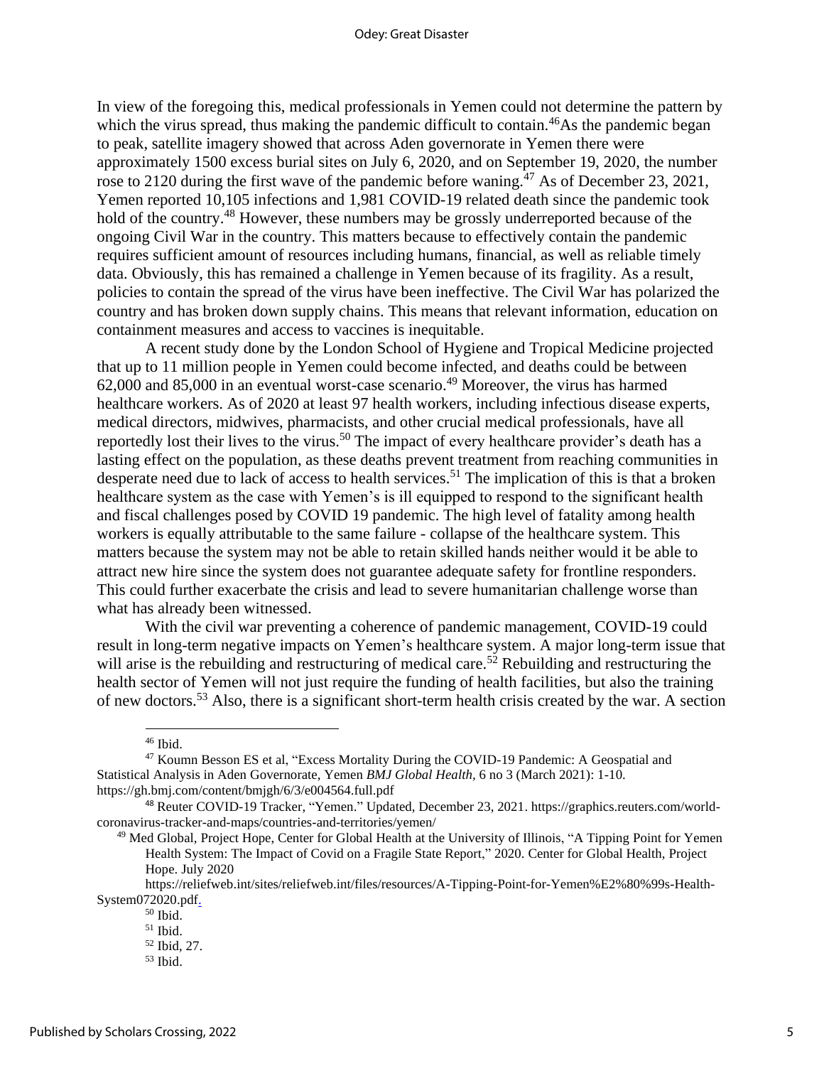In view of the foregoing this, medical professionals in Yemen could not determine the pattern by which the virus spread, thus making the pandemic difficult to contain.[46]As the pandemic began to peak, satellite imagery showed that across Aden governorate in Yemen there were approximately 1500 excess burial sites on July 6, 2020, and on September 19, 2020, the number rose to 2120 during the first wave of the pandemic before waning.[47] As of December 23, 2021, Yemen reported 10,105 infections and 1,981 COVID-19 related death since the pandemic took hold of the country.[48] However, these numbers may be grossly underreported because of the ongoing Civil War in the country. This matters because to effectively contain the pandemic requires sufficient amount of resources including humans, financial, as well as reliable timely data. Obviously, this has remained a challenge in Yemen because of its fragility. As a result, policies to contain the spread of the virus have been ineffective. The Civil War has polarized the country and has broken down supply chains. This means that relevant information, education on containment measures and access to vaccines is inequitable.

A recent study done by the London School of Hygiene and Tropical Medicine projected that up to 11 million people in Yemen could become infected, and deaths could be between 62,000 and 85,000 in an eventual worst-case scenario.[49] Moreover, the virus has harmed healthcare workers. As of 2020 at least 97 health workers, including infectious disease experts, medical directors, midwives, pharmacists, and other crucial medical professionals, have all reportedly lost their lives to the virus.[50] The impact of every healthcare provider's death has a lasting effect on the population, as these deaths prevent treatment from reaching communities in desperate need due to lack of access to health services.[51] The implication of this is that a broken healthcare system as the case with Yemen's is ill equipped to respond to the significant health and fiscal challenges posed by COVID 19 pandemic. The high level of fatality among health workers is equally attributable to the same failure - collapse of the healthcare system. This matters because the system may not be able to retain skilled hands neither would it be able to attract new hire since the system does not guarantee adequate safety for frontline responders. This could further exacerbate the crisis and lead to severe humanitarian challenge worse than what has already been witnessed.

With the civil war preventing a coherence of pandemic management, COVID-19 could result in long-term negative impacts on Yemen's healthcare system. A major long-term issue that will arise is the rebuilding and restructuring of medical care.[52] Rebuilding and restructuring the health sector of Yemen will not just require the funding of health facilities, but also the training of new doctors.[53] Also, there is a significant short-term health crisis created by the war. A section

---

[46] Ibid.

[47] Koumn Besson ES et al, "Excess Mortality During the COVID-19 Pandemic: A Geospatial and Statistical Analysis in Aden Governorate, Yemen *BMJ Global Health,* 6 no 3 (March 2021): 1-10. https://gh.bmj.com/content/bmjgh/6/3/e004564.full.pdf

[48] Reuter COVID-19 Tracker, "Yemen." Updated, December 23, 2021. https://graphics.reuters.com/world-coronavirus-tracker-and-maps/countries-and-territories/yemen/

[49] Med Global, Project Hope, Center for Global Health at the University of Illinois, "A Tipping Point for Yemen Health System: The Impact of Covid on a Fragile State Report," 2020. Center for Global Health, Project Hope. July 2020 https://reliefweb.int/sites/reliefweb.int/files/resources/A-Tipping-Point-for-Yemen%E2%80%99s-Health-System072020.pdf.

[50] Ibid.

[51] Ibid.

[52] Ibid, 27.

[53] Ibid.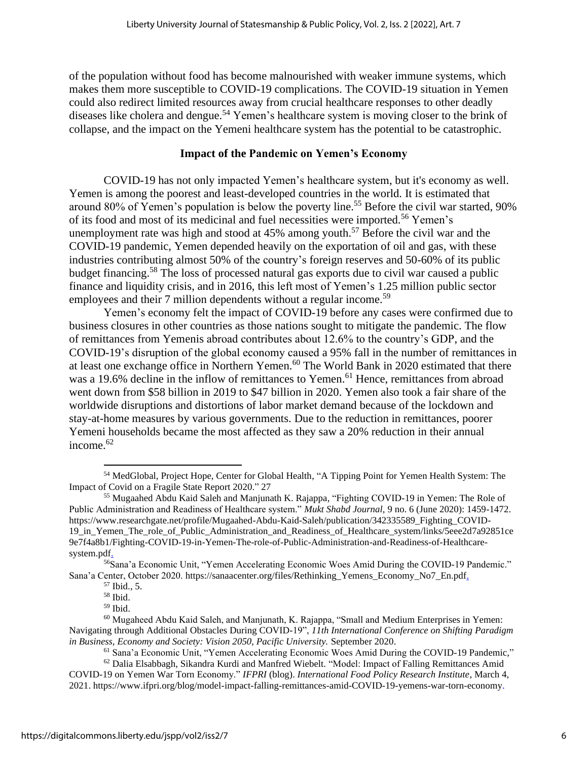of the population without food has become malnourished with weaker immune systems, which makes them more susceptible to COVID-19 complications. The COVID-19 situation in Yemen could also redirect limited resources away from crucial healthcare responses to other deadly diseases like cholera and dengue.[54] Yemen's healthcare system is moving closer to the brink of collapse, and the impact on the Yemeni healthcare system has the potential to be catastrophic.

### Impact of the Pandemic on Yemen's Economy

COVID-19 has not only impacted Yemen's healthcare system, but it's economy as well. Yemen is among the poorest and least-developed countries in the world. It is estimated that around 80% of Yemen's population is below the poverty line.[55] Before the civil war started, 90% of its food and most of its medicinal and fuel necessities were imported.[56] Yemen's unemployment rate was high and stood at 45% among youth.[57] Before the civil war and the COVID-19 pandemic, Yemen depended heavily on the exportation of oil and gas, with these industries contributing almost 50% of the country's foreign reserves and 50-60% of its public budget financing.[58] The loss of processed natural gas exports due to civil war caused a public finance and liquidity crisis, and in 2016, this left most of Yemen's 1.25 million public sector employees and their 7 million dependents without a regular income.[59]

Yemen's economy felt the impact of COVID-19 before any cases were confirmed due to business closures in other countries as those nations sought to mitigate the pandemic. The flow of remittances from Yemenis abroad contributes about 12.6% to the country's GDP, and the COVID-19's disruption of the global economy caused a 95% fall in the number of remittances in at least one exchange office in Northern Yemen.[60] The World Bank in 2020 estimated that there was a 19.6% decline in the inflow of remittances to Yemen.[61] Hence, remittances from abroad went down from $58 billion in 2019 to $47 billion in 2020. Yemen also took a fair share of the worldwide disruptions and distortions of labor market demand because of the lockdown and stay-at-home measures by various governments. Due to the reduction in remittances, poorer Yemeni households became the most affected as they saw a 20% reduction in their annual income.[62]

---

[54] MedGlobal, Project Hope, Center for Global Health, "A Tipping Point for Yemen Health System: The Impact of Covid on a Fragile State Report 2020." 27

[55] Mugaahed Abdu Kaid Saleh and Manjunath K. Rajappa, "Fighting COVID-19 in Yemen: The Role of Public Administration and Readiness of Healthcare system." *Mukt Shabd Journal*, 9 no. 6 (June 2020): 1459-1472. https://www.researchgate.net/profile/Mugaahed-Abdu-Kaid-Saleh/publication/342335589_Fighting_COVID-19_in_Yemen_The_role_of_Public_Administration_and_Readiness_of_Healthcare_system/links/5eee2d7a92851ce9e7f4a8b1/Fighting-COVID-19-in-Yemen-The-role-of-Public-Administration-and-Readiness-of-Healthcare-system.pdf.

[56] Sana'a Economic Unit, "Yemen Accelerating Economic Woes Amid During the COVID-19 Pandemic." Sana'a Center, October 2020. https://sanaacenter.org/files/Rethinking_Yemens_Economy_No7_En.pdf.

[57] Ibid., 5.

[58] Ibid.

[59] Ibid.

[60] Mugaheed Abdu Kaid Saleh, and Manjunath, K. Rajappa, "Small and Medium Enterprises in Yemen: Navigating through Additional Obstacles During COVID-19", *11th International Conference on Shifting Paradigm in Business, Economy and Society: Vision 2050, Pacific University.* September 2020.

[61] Sana'a Economic Unit, "Yemen Accelerating Economic Woes Amid During the COVID-19 Pandemic,"

[62] Dalia Elsabbagh, Sikandra Kurdi and Manfred Wiebelt. "Model: Impact of Falling Remittances Amid COVID-19 on Yemen War Torn Economy." *IFPRI* (blog). *International Food Policy Research Institute*, March 4, 2021. https://www.ifpri.org/blog/model-impact-falling-remittances-amid-COVID-19-yemens-war-torn-economy.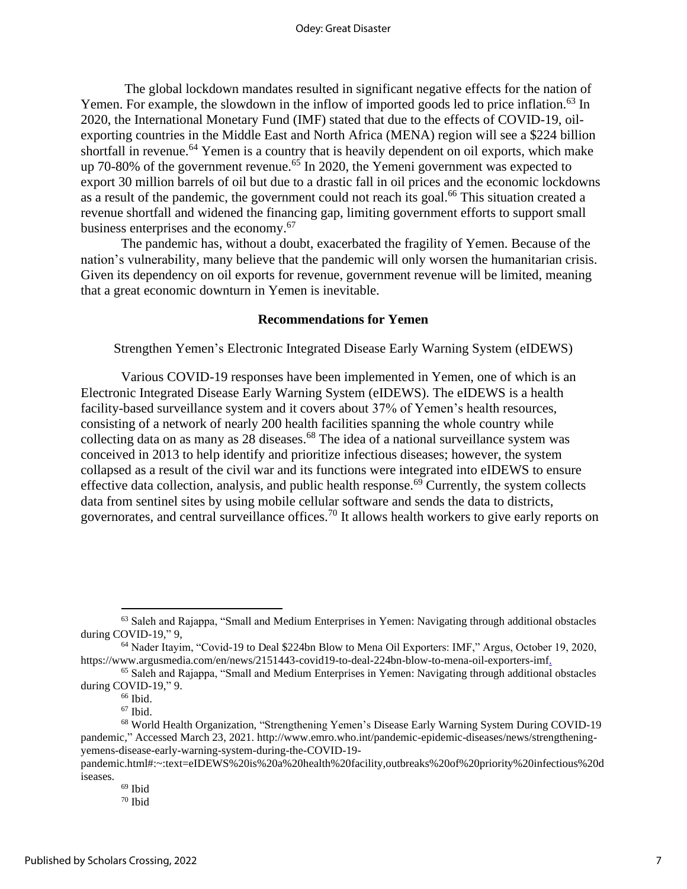The global lockdown mandates resulted in significant negative effects for the nation of Yemen. For example, the slowdown in the inflow of imported goods led to price inflation.[63] In 2020, the International Monetary Fund (IMF) stated that due to the effects of COVID-19, oil-exporting countries in the Middle East and North Africa (MENA) region will see a $224 billion shortfall in revenue.[64] Yemen is a country that is heavily dependent on oil exports, which make up 70-80% of the government revenue.[65] In 2020, the Yemeni government was expected to export 30 million barrels of oil but due to a drastic fall in oil prices and the economic lockdowns as a result of the pandemic, the government could not reach its goal.[66] This situation created a revenue shortfall and widened the financing gap, limiting government efforts to support small business enterprises and the economy.[67]

The pandemic has, without a doubt, exacerbated the fragility of Yemen. Because of the nation's vulnerability, many believe that the pandemic will only worsen the humanitarian crisis. Given its dependency on oil exports for revenue, government revenue will be limited, meaning that a great economic downturn in Yemen is inevitable.

## Recommendations for Yemen

### Strengthen Yemen's Electronic Integrated Disease Early Warning System (eIDEWS)

Various COVID-19 responses have been implemented in Yemen, one of which is an Electronic Integrated Disease Early Warning System (eIDEWS). The eIDEWS is a health facility-based surveillance system and it covers about 37% of Yemen's health resources, consisting of a network of nearly 200 health facilities spanning the whole country while collecting data on as many as 28 diseases.[68] The idea of a national surveillance system was conceived in 2013 to help identify and prioritize infectious diseases; however, the system collapsed as a result of the civil war and its functions were integrated into eIDEWS to ensure effective data collection, analysis, and public health response.[69] Currently, the system collects data from sentinel sites by using mobile cellular software and sends the data to districts, governorates, and central surveillance offices.[70] It allows health workers to give early reports on

---

[63] Saleh and Rajappa, "Small and Medium Enterprises in Yemen: Navigating through additional obstacles during COVID-19," 9,

[64] Nader Itayim, "Covid-19 to Deal $224bn Blow to Mena Oil Exporters: IMF," Argus, October 19, 2020, https://www.argusmedia.com/en/news/2151443-covid19-to-deal-224bn-blow-to-mena-oil-exporters-imf.

[65] Saleh and Rajappa, "Small and Medium Enterprises in Yemen: Navigating through additional obstacles during COVID-19," 9.

[66] Ibid.

[67] Ibid.

[68] World Health Organization, "Strengthening Yemen's Disease Early Warning System During COVID-19 pandemic," Accessed March 23, 2021. http://www.emro.who.int/pandemic-epidemic-diseases/news/strengthening-yemens-disease-early-warning-system-during-the-COVID-19-pandemic.html#:~:text=eIDEWS%20is%20a%20health%20facility,outbreaks%20of%20priority%20infectious%20diseases.

[69] Ibid

[70] Ibid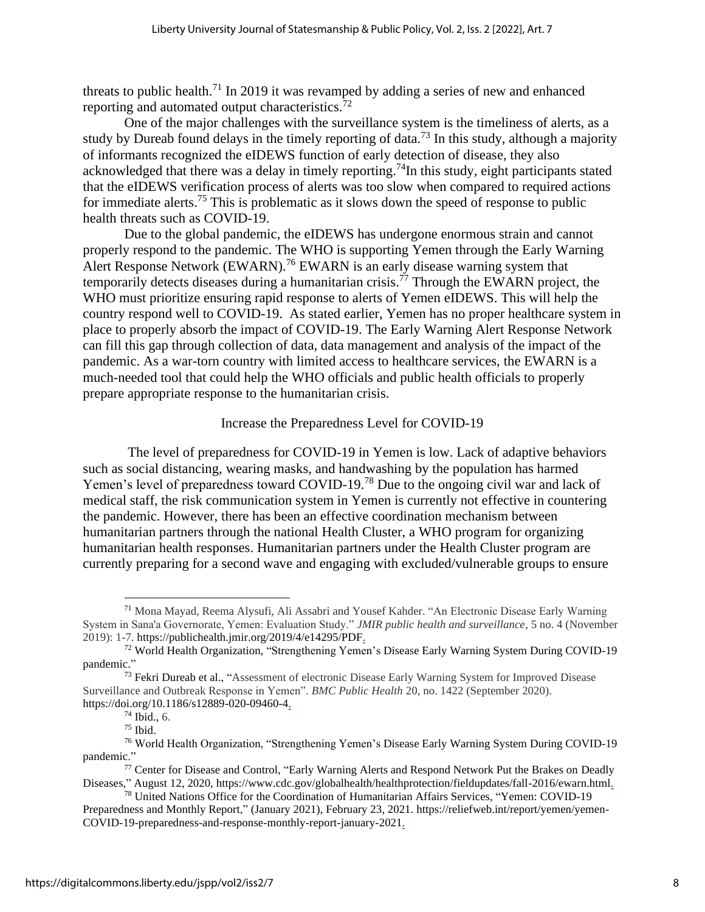threats to public health.[71] In 2019 it was revamped by adding a series of new and enhanced reporting and automated output characteristics.[72]

One of the major challenges with the surveillance system is the timeliness of alerts, as a study by Dureab found delays in the timely reporting of data.[73] In this study, although a majority of informants recognized the eIDEWS function of early detection of disease, they also acknowledged that there was a delay in timely reporting.[74]In this study, eight participants stated that the eIDEWS verification process of alerts was too slow when compared to required actions for immediate alerts.[75] This is problematic as it slows down the speed of response to public health threats such as COVID-19.

Due to the global pandemic, the eIDEWS has undergone enormous strain and cannot properly respond to the pandemic. The WHO is supporting Yemen through the Early Warning Alert Response Network (EWARN).[76] EWARN is an early disease warning system that temporarily detects diseases during a humanitarian crisis.[77] Through the EWARN project, the WHO must prioritize ensuring rapid response to alerts of Yemen eIDEWS. This will help the country respond well to COVID-19. As stated earlier, Yemen has no proper healthcare system in place to properly absorb the impact of COVID-19. The Early Warning Alert Response Network can fill this gap through collection of data, data management and analysis of the impact of the pandemic. As a war-torn country with limited access to healthcare services, the EWARN is a much-needed tool that could help the WHO officials and public health officials to properly prepare appropriate response to the humanitarian crisis.

## Increase the Preparedness Level for COVID-19

The level of preparedness for COVID-19 in Yemen is low. Lack of adaptive behaviors such as social distancing, wearing masks, and handwashing by the population has harmed Yemen's level of preparedness toward COVID-19.[78] Due to the ongoing civil war and lack of medical staff, the risk communication system in Yemen is currently not effective in countering the pandemic. However, there has been an effective coordination mechanism between humanitarian partners through the national Health Cluster, a WHO program for organizing humanitarian health responses. Humanitarian partners under the Health Cluster program are currently preparing for a second wave and engaging with excluded/vulnerable groups to ensure

---

[71] Mona Mayad, Reema Alysufi, Ali Assabri and Yousef Kahder. "An Electronic Disease Early Warning System in Sana'a Governorate, Yemen: Evaluation Study." *JMIR public health and surveillance*, 5 no. 4 (November 2019): 1-7. https://publichealth.jmir.org/2019/4/e14295/PDF.

[72] World Health Organization, "Strengthening Yemen's Disease Early Warning System During COVID-19 pandemic."

[73] Fekri Dureab et al., "Assessment of electronic Disease Early Warning System for Improved Disease Surveillance and Outbreak Response in Yemen". *BMC Public Health* 20, no. 1422 (September 2020). https://doi.org/10.1186/s12889-020-09460-4.

[74] Ibid., 6.

[75] Ibid.

[76] World Health Organization, "Strengthening Yemen's Disease Early Warning System During COVID-19 pandemic."

[77] Center for Disease and Control, "Early Warning Alerts and Respond Network Put the Brakes on Deadly Diseases," August 12, 2020, https://www.cdc.gov/globalhealth/healthprotection/fieldupdates/fall-2016/ewarn.html.

[78] United Nations Office for the Coordination of Humanitarian Affairs Services, "Yemen: COVID-19 Preparedness and Monthly Report," (January 2021), February 23, 2021. https://reliefweb.int/report/yemen/yemen-COVID-19-preparedness-and-response-monthly-report-january-2021.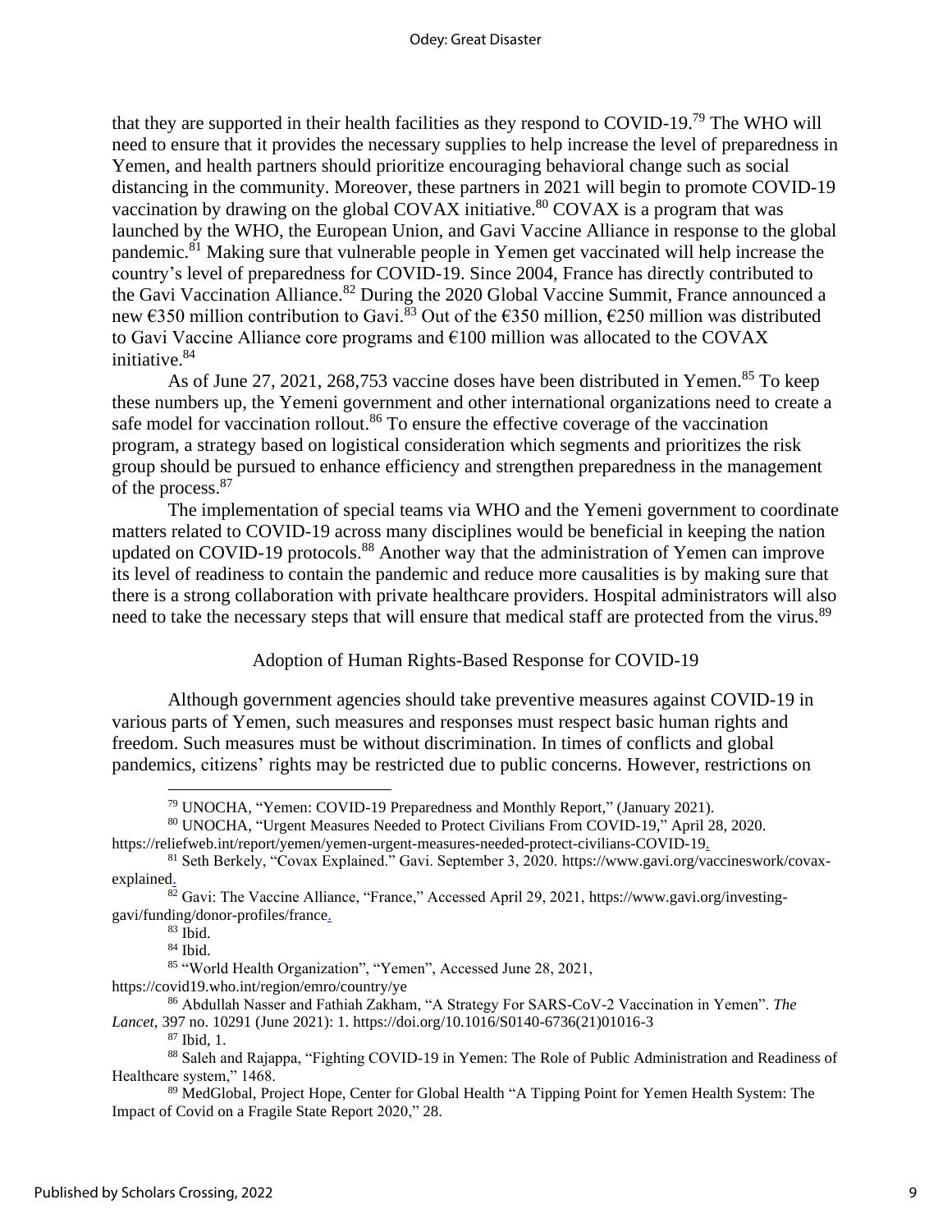that they are supported in their health facilities as they respond to COVID-19.[79] The WHO will need to ensure that it provides the necessary supplies to help increase the level of preparedness in Yemen, and health partners should prioritize encouraging behavioral change such as social distancing in the community. Moreover, these partners in 2021 will begin to promote COVID-19 vaccination by drawing on the global COVAX initiative.[80] COVAX is a program that was launched by the WHO, the European Union, and Gavi Vaccine Alliance in response to the global pandemic.[81] Making sure that vulnerable people in Yemen get vaccinated will help increase the country's level of preparedness for COVID-19. Since 2004, France has directly contributed to the Gavi Vaccination Alliance.[82] During the 2020 Global Vaccine Summit, France announced a new €350 million contribution to Gavi.[83] Out of the €350 million, €250 million was distributed to Gavi Vaccine Alliance core programs and €100 million was allocated to the COVAX initiative.[84]

As of June 27, 2021, 268,753 vaccine doses have been distributed in Yemen.[85] To keep these numbers up, the Yemeni government and other international organizations need to create a safe model for vaccination rollout.[86] To ensure the effective coverage of the vaccination program, a strategy based on logistical consideration which segments and prioritizes the risk group should be pursued to enhance efficiency and strengthen preparedness in the management of the process.[87]

The implementation of special teams via WHO and the Yemeni government to coordinate matters related to COVID-19 across many disciplines would be beneficial in keeping the nation updated on COVID-19 protocols.[88] Another way that the administration of Yemen can improve its level of readiness to contain the pandemic and reduce more causalities is by making sure that there is a strong collaboration with private healthcare providers. Hospital administrators will also need to take the necessary steps that will ensure that medical staff are protected from the virus.[89]

## Adoption of Human Rights-Based Response for COVID-19

Although government agencies should take preventive measures against COVID-19 in various parts of Yemen, such measures and responses must respect basic human rights and freedom. Such measures must be without discrimination. In times of conflicts and global pandemics, citizens' rights may be restricted due to public concerns. However, restrictions on

---

[79] UNOCHA, "Yemen: COVID-19 Preparedness and Monthly Report," (January 2021).

[80] UNOCHA, "Urgent Measures Needed to Protect Civilians From COVID-19," April 28, 2020. https://reliefweb.int/report/yemen/yemen-urgent-measures-needed-protect-civilians-COVID-19.

[81] Seth Berkely, "Covax Explained." Gavi. September 3, 2020. https://www.gavi.org/vaccineswork/covax-explained.

[82] Gavi: The Vaccine Alliance, "France," Accessed April 29, 2021, https://www.gavi.org/investing-gavi/funding/donor-profiles/france.

[83] Ibid.

[84] Ibid.

[85] "World Health Organization", "Yemen", Accessed June 28, 2021, https://covid19.who.int/region/emro/country/ye

[86] Abdullah Nasser and Fathiah Zakham, "A Strategy For SARS-CoV-2 Vaccination in Yemen". *The Lancet,* 397 no. 10291 (June 2021): 1. https://doi.org/10.1016/S0140-6736(21)01016-3

[87] Ibid, 1.

[88] Saleh and Rajappa, "Fighting COVID-19 in Yemen: The Role of Public Administration and Readiness of Healthcare system," 1468.

[89] MedGlobal, Project Hope, Center for Global Health "A Tipping Point for Yemen Health System: The Impact of Covid on a Fragile State Report 2020," 28.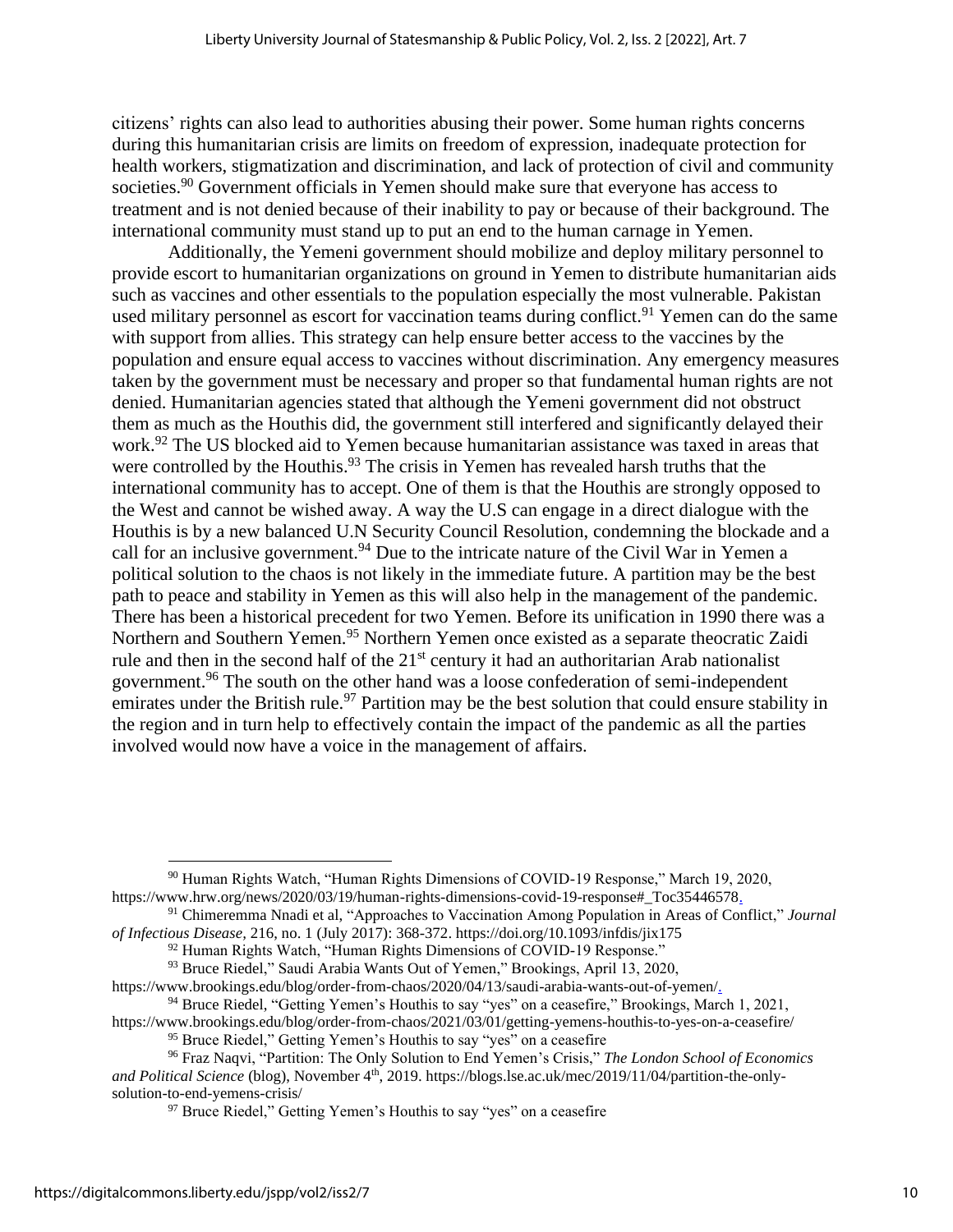citizens' rights can also lead to authorities abusing their power. Some human rights concerns during this humanitarian crisis are limits on freedom of expression, inadequate protection for health workers, stigmatization and discrimination, and lack of protection of civil and community societies.[90] Government officials in Yemen should make sure that everyone has access to treatment and is not denied because of their inability to pay or because of their background. The international community must stand up to put an end to the human carnage in Yemen.

Additionally, the Yemeni government should mobilize and deploy military personnel to provide escort to humanitarian organizations on ground in Yemen to distribute humanitarian aids such as vaccines and other essentials to the population especially the most vulnerable. Pakistan used military personnel as escort for vaccination teams during conflict.[91] Yemen can do the same with support from allies. This strategy can help ensure better access to the vaccines by the population and ensure equal access to vaccines without discrimination. Any emergency measures taken by the government must be necessary and proper so that fundamental human rights are not denied. Humanitarian agencies stated that although the Yemeni government did not obstruct them as much as the Houthis did, the government still interfered and significantly delayed their work.[92] The US blocked aid to Yemen because humanitarian assistance was taxed in areas that were controlled by the Houthis.[93] The crisis in Yemen has revealed harsh truths that the international community has to accept. One of them is that the Houthis are strongly opposed to the West and cannot be wished away. A way the U.S can engage in a direct dialogue with the Houthis is by a new balanced U.N Security Council Resolution, condemning the blockade and a call for an inclusive government.[94] Due to the intricate nature of the Civil War in Yemen a political solution to the chaos is not likely in the immediate future. A partition may be the best path to peace and stability in Yemen as this will also help in the management of the pandemic. There has been a historical precedent for two Yemen. Before its unification in 1990 there was a Northern and Southern Yemen.[95] Northern Yemen once existed as a separate theocratic Zaidi rule and then in the second half of the 21st century it had an authoritarian Arab nationalist government.[96] The south on the other hand was a loose confederation of semi-independent emirates under the British rule.[97] Partition may be the best solution that could ensure stability in the region and in turn help to effectively contain the impact of the pandemic as all the parties involved would now have a voice in the management of affairs.

---

[90] Human Rights Watch, "Human Rights Dimensions of COVID-19 Response," March 19, 2020, https://www.hrw.org/news/2020/03/19/human-rights-dimensions-covid-19-response#_Toc35446578.

[91] Chimeremma Nnadi et al, "Approaches to Vaccination Among Population in Areas of Conflict," *Journal of Infectious Disease,* 216, no. 1 (July 2017): 368-372. https://doi.org/10.1093/infdis/jix175

[92] Human Rights Watch, "Human Rights Dimensions of COVID-19 Response."

[93] Bruce Riedel," Saudi Arabia Wants Out of Yemen," Brookings, April 13, 2020, https://www.brookings.edu/blog/order-from-chaos/2020/04/13/saudi-arabia-wants-out-of-yemen/.

[94] Bruce Riedel, "Getting Yemen's Houthis to say "yes" on a ceasefire," Brookings, March 1, 2021, https://www.brookings.edu/blog/order-from-chaos/2021/03/01/getting-yemens-houthis-to-yes-on-a-ceasefire/

[95] Bruce Riedel," Getting Yemen's Houthis to say "yes" on a ceasefire

[96] Fraz Naqvi, "Partition: The Only Solution to End Yemen's Crisis," *The London School of Economics and Political Science* (blog), November 4th, 2019. https://blogs.lse.ac.uk/mec/2019/11/04/partition-the-only-solution-to-end-yemens-crisis/

[97] Bruce Riedel," Getting Yemen's Houthis to say "yes" on a ceasefire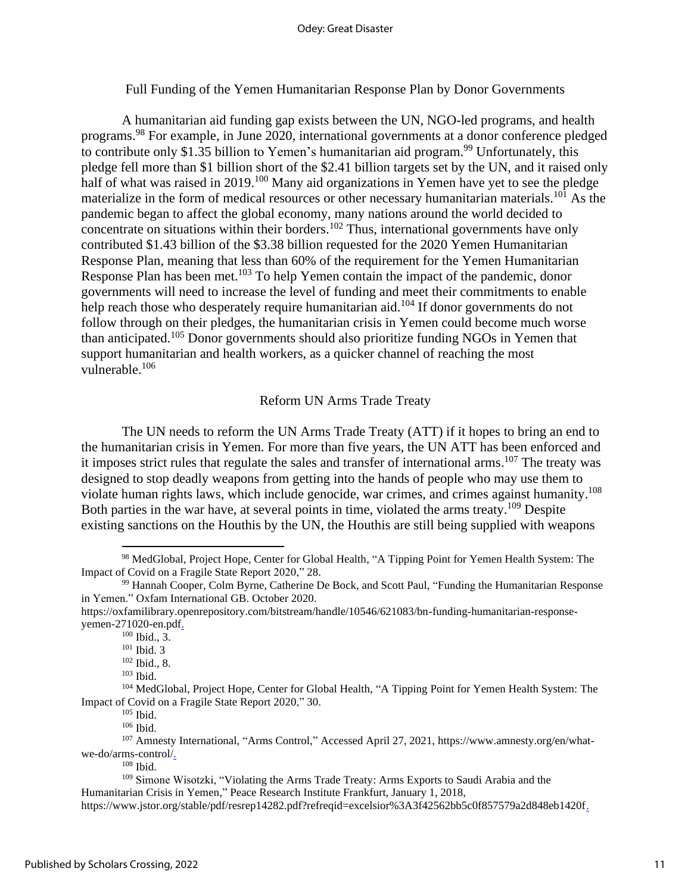## Full Funding of the Yemen Humanitarian Response Plan by Donor Governments

A humanitarian aid funding gap exists between the UN, NGO-led programs, and health programs.[98] For example, in June 2020, international governments at a donor conference pledged to contribute only $1.35 billion to Yemen's humanitarian aid program.[99] Unfortunately, this pledge fell more than $1 billion short of the $2.41 billion targets set by the UN, and it raised only half of what was raised in 2019.[100] Many aid organizations in Yemen have yet to see the pledge materialize in the form of medical resources or other necessary humanitarian materials.[101] As the pandemic began to affect the global economy, many nations around the world decided to concentrate on situations within their borders.[102] Thus, international governments have only contributed $1.43 billion of the $3.38 billion requested for the 2020 Yemen Humanitarian Response Plan, meaning that less than 60% of the requirement for the Yemen Humanitarian Response Plan has been met.[103] To help Yemen contain the impact of the pandemic, donor governments will need to increase the level of funding and meet their commitments to enable help reach those who desperately require humanitarian aid.[104] If donor governments do not follow through on their pledges, the humanitarian crisis in Yemen could become much worse than anticipated.[105] Donor governments should also prioritize funding NGOs in Yemen that support humanitarian and health workers, as a quicker channel of reaching the most vulnerable.[106]

## Reform UN Arms Trade Treaty

The UN needs to reform the UN Arms Trade Treaty (ATT) if it hopes to bring an end to the humanitarian crisis in Yemen. For more than five years, the UN ATT has been enforced and it imposes strict rules that regulate the sales and transfer of international arms.[107] The treaty was designed to stop deadly weapons from getting into the hands of people who may use them to violate human rights laws, which include genocide, war crimes, and crimes against humanity.[108] Both parties in the war have, at several points in time, violated the arms treaty.[109] Despite existing sanctions on the Houthis by the UN, the Houthis are still being supplied with weapons

---

[98] MedGlobal, Project Hope, Center for Global Health, "A Tipping Point for Yemen Health System: The Impact of Covid on a Fragile State Report 2020," 28.

[99] Hannah Cooper, Colm Byrne, Catherine De Bock, and Scott Paul, "Funding the Humanitarian Response in Yemen." Oxfam International GB. October 2020. https://oxfamilibrary.openrepository.com/bitstream/handle/10546/621083/bn-funding-humanitarian-response-yemen-271020-en.pdf.

[100] Ibid., 3.

[101] Ibid. 3

[102] Ibid., 8.

[103] Ibid.

[104] MedGlobal, Project Hope, Center for Global Health, "A Tipping Point for Yemen Health System: The Impact of Covid on a Fragile State Report 2020," 30.

[105] Ibid.

[106] Ibid.

[107] Amnesty International, "Arms Control," Accessed April 27, 2021, https://www.amnesty.org/en/what-we-do/arms-control/.

[108] Ibid.

[109] Simone Wisotzki, "Violating the Arms Trade Treaty: Arms Exports to Saudi Arabia and the Humanitarian Crisis in Yemen," Peace Research Institute Frankfurt, January 1, 2018, https://www.jstor.org/stable/pdf/resrep14282.pdf?refreqid=excelsior%3A3f42562bb5c0f857579a2d848eb1420f.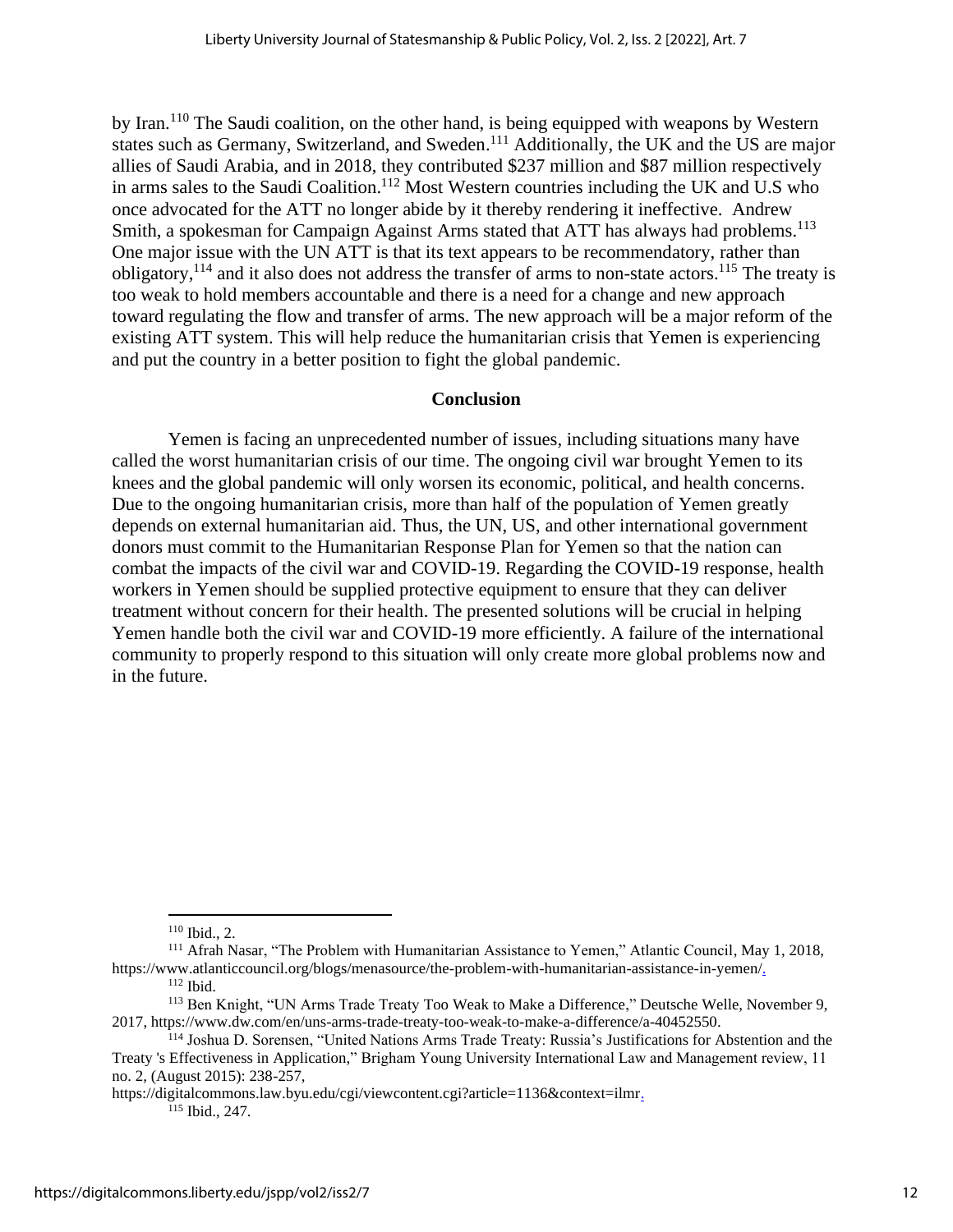by Iran.[110] The Saudi coalition, on the other hand, is being equipped with weapons by Western states such as Germany, Switzerland, and Sweden.[111] Additionally, the UK and the US are major allies of Saudi Arabia, and in 2018, they contributed $237 million and $87 million respectively in arms sales to the Saudi Coalition.[112] Most Western countries including the UK and U.S who once advocated for the ATT no longer abide by it thereby rendering it ineffective. Andrew Smith, a spokesman for Campaign Against Arms stated that ATT has always had problems.[113] One major issue with the UN ATT is that its text appears to be recommendatory, rather than obligatory,[114] and it also does not address the transfer of arms to non-state actors.[115] The treaty is too weak to hold members accountable and there is a need for a change and new approach toward regulating the flow and transfer of arms. The new approach will be a major reform of the existing ATT system. This will help reduce the humanitarian crisis that Yemen is experiencing and put the country in a better position to fight the global pandemic.

## Conclusion

Yemen is facing an unprecedented number of issues, including situations many have called the worst humanitarian crisis of our time. The ongoing civil war brought Yemen to its knees and the global pandemic will only worsen its economic, political, and health concerns. Due to the ongoing humanitarian crisis, more than half of the population of Yemen greatly depends on external humanitarian aid. Thus, the UN, US, and other international government donors must commit to the Humanitarian Response Plan for Yemen so that the nation can combat the impacts of the civil war and COVID-19. Regarding the COVID-19 response, health workers in Yemen should be supplied protective equipment to ensure that they can deliver treatment without concern for their health. The presented solutions will be crucial in helping Yemen handle both the civil war and COVID-19 more efficiently. A failure of the international community to properly respond to this situation will only create more global problems now and in the future.

---

[110] Ibid., 2.

[111] Afrah Nasar, "The Problem with Humanitarian Assistance to Yemen," Atlantic Council, May 1, 2018, https://www.atlanticcouncil.org/blogs/menasource/the-problem-with-humanitarian-assistance-in-yemen/.

[112] Ibid.

[113] Ben Knight, "UN Arms Trade Treaty Too Weak to Make a Difference," Deutsche Welle, November 9, 2017, https://www.dw.com/en/uns-arms-trade-treaty-too-weak-to-make-a-difference/a-40452550.

[114] Joshua D. Sorensen, "United Nations Arms Trade Treaty: Russia's Justifications for Abstention and the Treaty 's Effectiveness in Application," Brigham Young University International Law and Management review, 11 no. 2, (August 2015): 238-257, https://digitalcommons.law.byu.edu/cgi/viewcontent.cgi?article=1136&context=ilmr.

[115] Ibid., 247.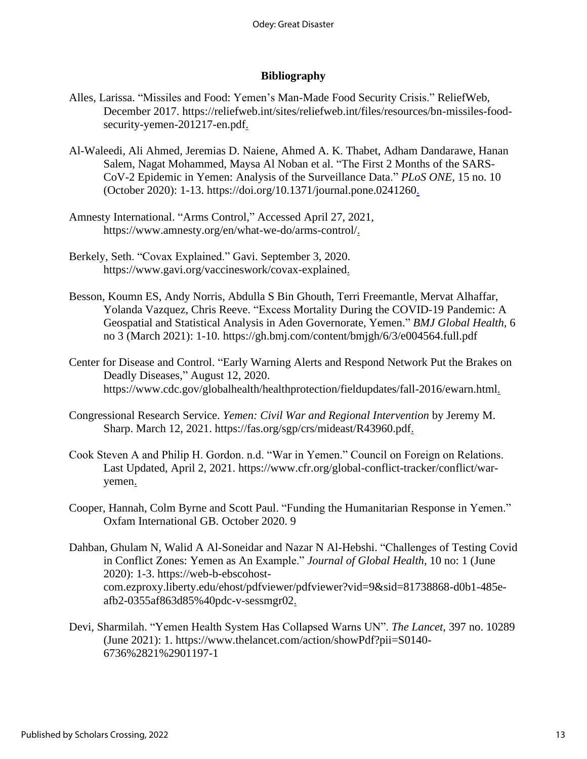## Bibliography

Alles, Larissa. "Missiles and Food: Yemen's Man-Made Food Security Crisis." ReliefWeb, December 2017. https://reliefweb.int/sites/reliefweb.int/files/resources/bn-missiles-food-security-yemen-201217-en.pdf.

Al-Waleedi, Ali Ahmed, Jeremias D. Naiene, Ahmed A. K. Thabet, Adham Dandarawe, Hanan Salem, Nagat Mohammed, Maysa Al Noban et al. "The First 2 Months of the SARS-CoV-2 Epidemic in Yemen: Analysis of the Surveillance Data." *PLoS ONE*, 15 no. 10 (October 2020): 1-13. https://doi.org/10.1371/journal.pone.0241260.

Amnesty International. "Arms Control," Accessed April 27, 2021, https://www.amnesty.org/en/what-we-do/arms-control/.

Berkely, Seth. "Covax Explained." Gavi. September 3, 2020. https://www.gavi.org/vaccineswork/covax-explained.

Besson, Koumn ES, Andy Norris, Abdulla S Bin Ghouth, Terri Freemantle, Mervat Alhaffar, Yolanda Vazquez, Chris Reeve. "Excess Mortality During the COVID-19 Pandemic: A Geospatial and Statistical Analysis in Aden Governorate, Yemen." *BMJ Global Health*, 6 no 3 (March 2021): 1-10. https://gh.bmj.com/content/bmjgh/6/3/e004564.full.pdf

Center for Disease and Control. "Early Warning Alerts and Respond Network Put the Brakes on Deadly Diseases," August 12, 2020. https://www.cdc.gov/globalhealth/healthprotection/fieldupdates/fall-2016/ewarn.html.

Congressional Research Service. *Yemen: Civil War and Regional Intervention* by Jeremy M. Sharp. March 12, 2021. https://fas.org/sgp/crs/mideast/R43960.pdf.

Cook Steven A and Philip H. Gordon. n.d. "War in Yemen." Council on Foreign on Relations. Last Updated, April 2, 2021. https://www.cfr.org/global-conflict-tracker/conflict/war-yemen.

Cooper, Hannah, Colm Byrne and Scott Paul. "Funding the Humanitarian Response in Yemen." Oxfam International GB. October 2020. 9

Dahban, Ghulam N, Walid A Al-Soneidar and Nazar N Al-Hebshi. "Challenges of Testing Covid in Conflict Zones: Yemen as An Example." *Journal of Global Health*, 10 no: 1 (June 2020): 1-3. https://web-b-ebscohost-com.ezproxy.liberty.edu/ehost/pdfviewer/pdfviewer?vid=9&sid=81738868-d0b1-485e-afb2-0355af863d85%40pdc-v-sessmgr02.

Devi, Sharmilah. "Yemen Health System Has Collapsed Warns UN". *The Lancet,* 397 no. 10289 (June 2021): 1. https://www.thelancet.com/action/showPdf?pii=S0140-6736%2821%2901197-1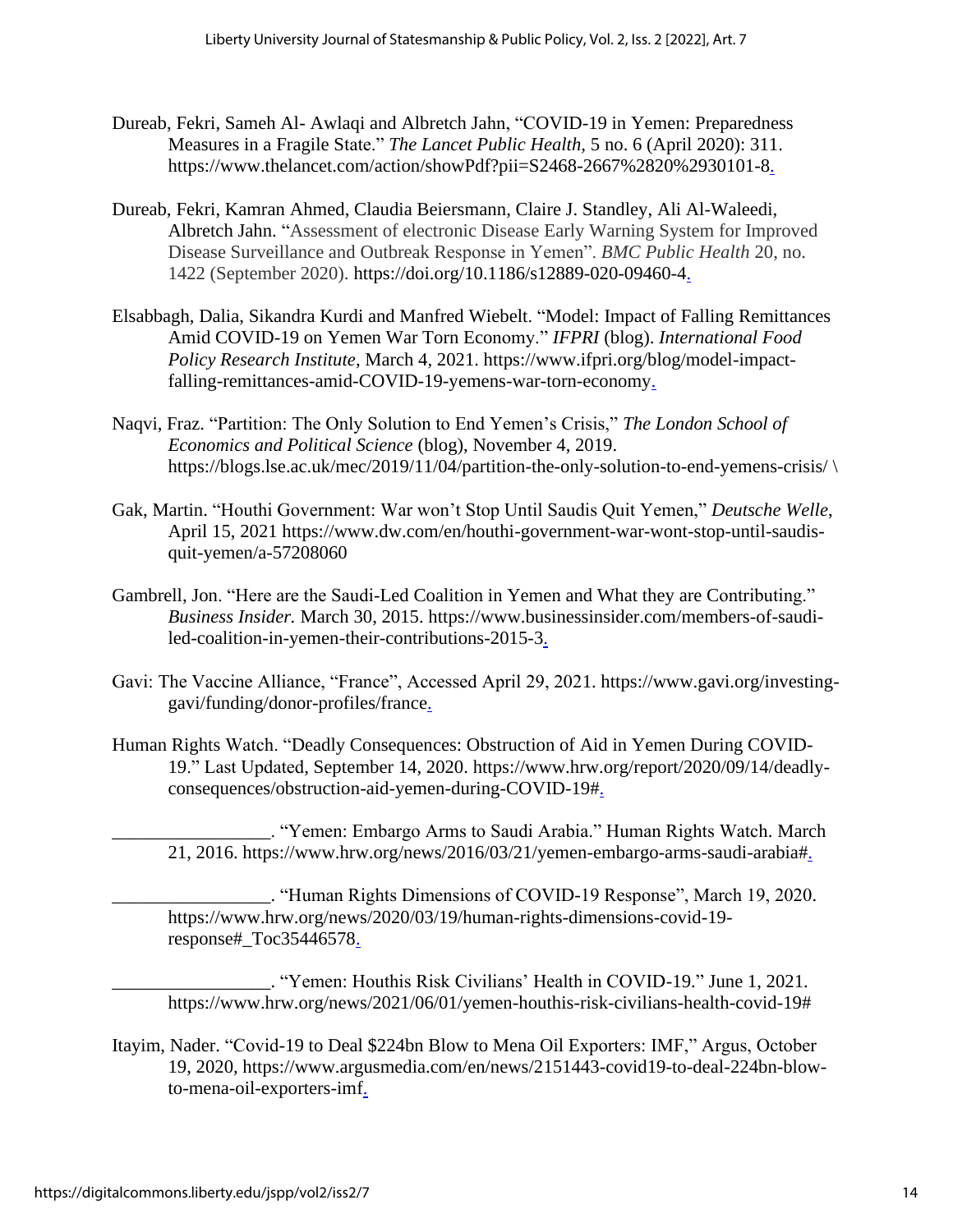Dureab, Fekri, Sameh Al- Awlaqi and Albretch Jahn, "COVID-19 in Yemen: Preparedness Measures in a Fragile State." *The Lancet Public Health*, 5 no. 6 (April 2020): 311. https://www.thelancet.com/action/showPdf?pii=S2468-2667%2820%2930101-8.

Dureab, Fekri, Kamran Ahmed, Claudia Beiersmann, Claire J. Standley, Ali Al-Waleedi, Albretch Jahn. "Assessment of electronic Disease Early Warning System for Improved Disease Surveillance and Outbreak Response in Yemen". *BMC Public Health* 20, no. 1422 (September 2020). https://doi.org/10.1186/s12889-020-09460-4.

Elsabbagh, Dalia, Sikandra Kurdi and Manfred Wiebelt. "Model: Impact of Falling Remittances Amid COVID-19 on Yemen War Torn Economy." *IFPRI* (blog). *International Food Policy Research Institute*, March 4, 2021. https://www.ifpri.org/blog/model-impact-falling-remittances-amid-COVID-19-yemens-war-torn-economy.

Naqvi, Fraz. "Partition: The Only Solution to End Yemen's Crisis," *The London School of Economics and Political Science* (blog), November 4, 2019. https://blogs.lse.ac.uk/mec/2019/11/04/partition-the-only-solution-to-end-yemens-crisis/ \

Gak, Martin. "Houthi Government: War won't Stop Until Saudis Quit Yemen," *Deutsche Welle*, April 15, 2021 https://www.dw.com/en/houthi-government-war-wont-stop-until-saudis-quit-yemen/a-57208060

Gambrell, Jon. "Here are the Saudi-Led Coalition in Yemen and What they are Contributing." *Business Insider.* March 30, 2015. https://www.businessinsider.com/members-of-saudi-led-coalition-in-yemen-their-contributions-2015-3.

Gavi: The Vaccine Alliance, "France", Accessed April 29, 2021. https://www.gavi.org/investing-gavi/funding/donor-profiles/france.

Human Rights Watch. "Deadly Consequences: Obstruction of Aid in Yemen During COVID-19." Last Updated, September 14, 2020. https://www.hrw.org/report/2020/09/14/deadly-consequences/obstruction-aid-yemen-during-COVID-19#.

_________________. "Yemen: Embargo Arms to Saudi Arabia." Human Rights Watch. March 21, 2016. https://www.hrw.org/news/2016/03/21/yemen-embargo-arms-saudi-arabia#.

_________________. "Human Rights Dimensions of COVID-19 Response", March 19, 2020. https://www.hrw.org/news/2020/03/19/human-rights-dimensions-covid-19-response#_Toc35446578.

_________________. "Yemen: Houthis Risk Civilians' Health in COVID-19." June 1, 2021. https://www.hrw.org/news/2021/06/01/yemen-houthis-risk-civilians-health-covid-19#

Itayim, Nader. "Covid-19 to Deal $224bn Blow to Mena Oil Exporters: IMF," Argus, October 19, 2020, https://www.argusmedia.com/en/news/2151443-covid19-to-deal-224bn-blow-to-mena-oil-exporters-imf.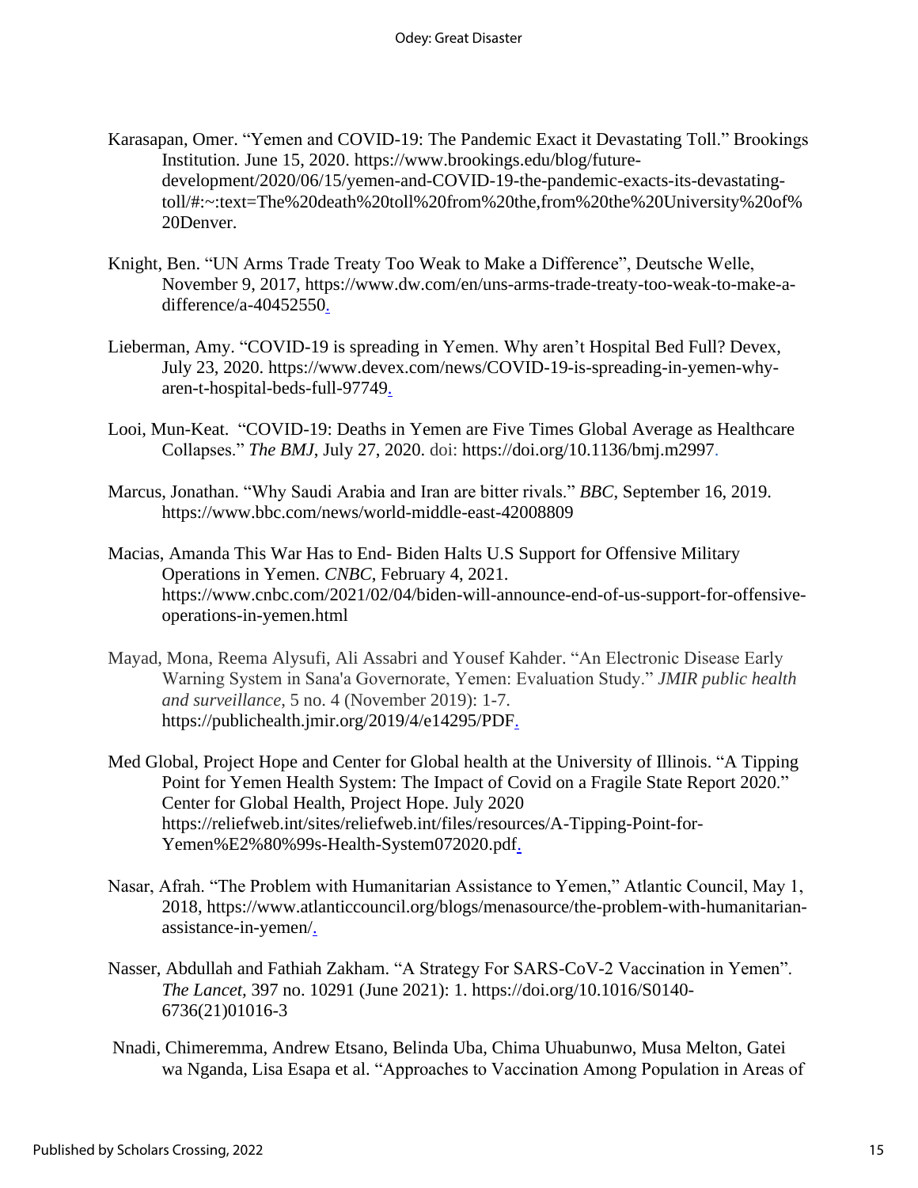Karasapan, Omer. “Yemen and COVID-19: The Pandemic Exact it Devastating Toll.” Brookings Institution. June 15, 2020. https://www.brookings.edu/blog/future-development/2020/06/15/yemen-and-COVID-19-the-pandemic-exacts-its-devastating-toll/#:~:text=The%20death%20toll%20from%20the,from%20the%20University%20of%20Denver.

Knight, Ben. “UN Arms Trade Treaty Too Weak to Make a Difference”, Deutsche Welle, November 9, 2017, https://www.dw.com/en/uns-arms-trade-treaty-too-weak-to-make-a-difference/a-40452550.

Lieberman, Amy. “COVID-19 is spreading in Yemen. Why aren’t Hospital Bed Full? Devex, July 23, 2020. https://www.devex.com/news/COVID-19-is-spreading-in-yemen-why-aren-t-hospital-beds-full-97749.

Looi, Mun-Keat. “COVID-19: Deaths in Yemen are Five Times Global Average as Healthcare Collapses.” *The BMJ*, July 27, 2020. doi: https://doi.org/10.1136/bmj.m2997.

Marcus, Jonathan. “Why Saudi Arabia and Iran are bitter rivals.” *BBC*, September 16, 2019. https://www.bbc.com/news/world-middle-east-42008809

Macias, Amanda This War Has to End- Biden Halts U.S Support for Offensive Military Operations in Yemen. *CNBC*, February 4, 2021. https://www.cnbc.com/2021/02/04/biden-will-announce-end-of-us-support-for-offensive-operations-in-yemen.html

Mayad, Mona, Reema Alysufi, Ali Assabri and Yousef Kahder. “An Electronic Disease Early Warning System in Sana'a Governorate, Yemen: Evaluation Study.” *JMIR public health and surveillance*, 5 no. 4 (November 2019): 1-7. https://publichealth.jmir.org/2019/4/e14295/PDF.

Med Global, Project Hope and Center for Global health at the University of Illinois. “A Tipping Point for Yemen Health System: The Impact of Covid on a Fragile State Report 2020.” Center for Global Health, Project Hope. July 2020 https://reliefweb.int/sites/reliefweb.int/files/resources/A-Tipping-Point-for-Yemen%E2%80%99s-Health-System072020.pdf.

Nasar, Afrah. “The Problem with Humanitarian Assistance to Yemen,” Atlantic Council, May 1, 2018, https://www.atlanticcouncil.org/blogs/menasource/the-problem-with-humanitarian-assistance-in-yemen/.

Nasser, Abdullah and Fathiah Zakham. “A Strategy For SARS-CoV-2 Vaccination in Yemen”. *The Lancet,* 397 no. 10291 (June 2021): 1. https://doi.org/10.1016/S0140-6736(21)01016-3

Nnadi, Chimeremma, Andrew Etsano, Belinda Uba, Chima Uhuabunwo, Musa Melton, Gatei wa Nganda, Lisa Esapa et al. “Approaches to Vaccination Among Population in Areas of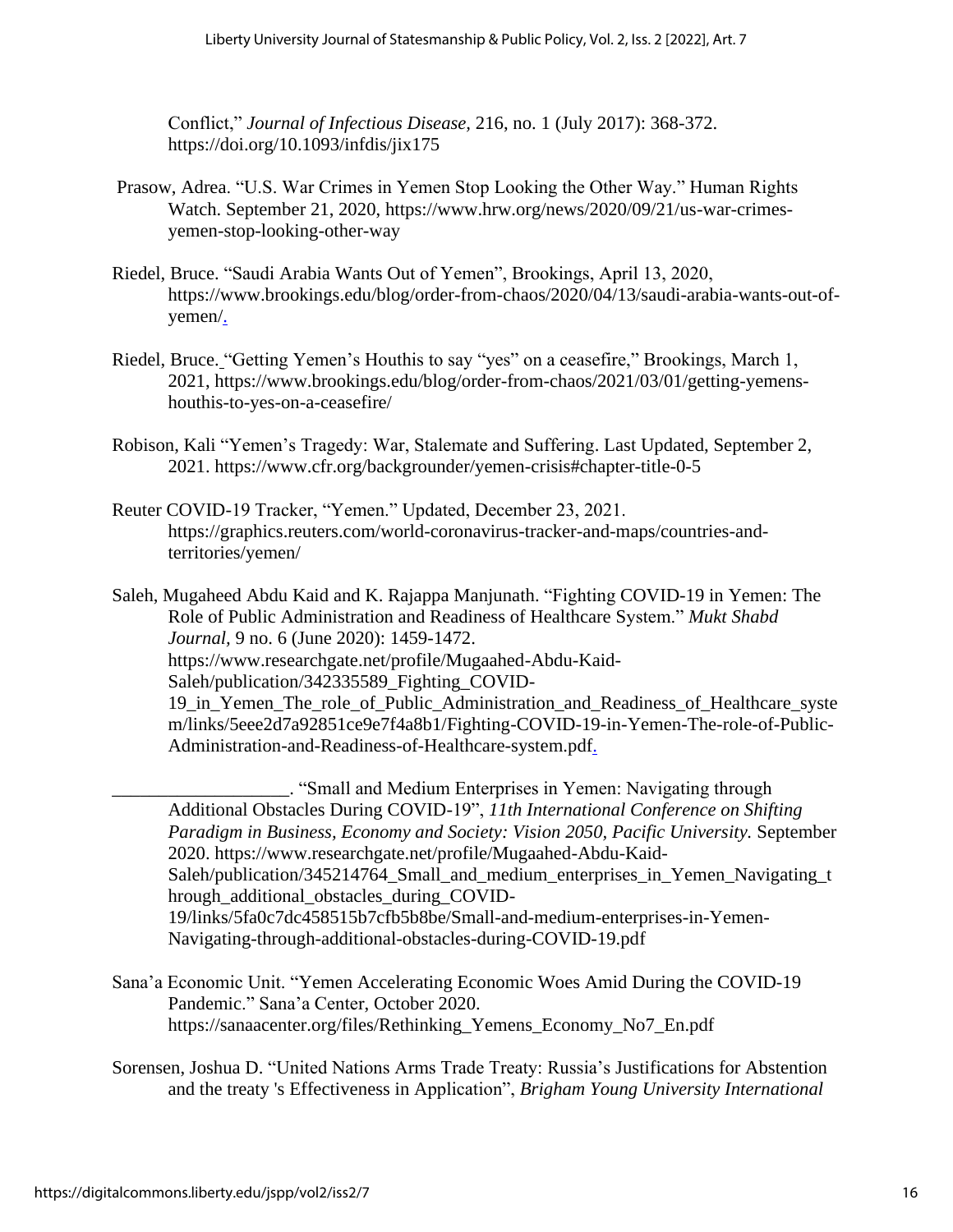Conflict," *Journal of Infectious Disease,* 216, no. 1 (July 2017): 368-372. https://doi.org/10.1093/infdis/jix175

Prasow, Adrea. "U.S. War Crimes in Yemen Stop Looking the Other Way." Human Rights Watch. September 21, 2020, https://www.hrw.org/news/2020/09/21/us-war-crimes-yemen-stop-looking-other-way

Riedel, Bruce. "Saudi Arabia Wants Out of Yemen", Brookings, April 13, 2020, https://www.brookings.edu/blog/order-from-chaos/2020/04/13/saudi-arabia-wants-out-of-yemen/.

Riedel, Bruce. "Getting Yemen's Houthis to say "yes" on a ceasefire," Brookings, March 1, 2021, https://www.brookings.edu/blog/order-from-chaos/2021/03/01/getting-yemens-houthis-to-yes-on-a-ceasefire/

Robison, Kali "Yemen's Tragedy: War, Stalemate and Suffering. Last Updated, September 2, 2021. https://www.cfr.org/backgrounder/yemen-crisis#chapter-title-0-5

Reuter COVID-19 Tracker, "Yemen." Updated, December 23, 2021. https://graphics.reuters.com/world-coronavirus-tracker-and-maps/countries-and-territories/yemen/

Saleh, Mugaheed Abdu Kaid and K. Rajappa Manjunath. "Fighting COVID-19 in Yemen: The Role of Public Administration and Readiness of Healthcare System." *Mukt Shabd Journal,* 9 no. 6 (June 2020): 1459-1472. https://www.researchgate.net/profile/Mugaahed-Abdu-Kaid-Saleh/publication/342335589_Fighting_COVID-19_in_Yemen_The_role_of_Public_Administration_and_Readiness_of_Healthcare_system/links/5eee2d7a92851ce9e7f4a8b1/Fighting-COVID-19-in-Yemen-The-role-of-Public-Administration-and-Readiness-of-Healthcare-system.pdf.

___________________. "Small and Medium Enterprises in Yemen: Navigating through Additional Obstacles During COVID-19", *11th International Conference on Shifting Paradigm in Business, Economy and Society: Vision 2050, Pacific University.* September 2020. https://www.researchgate.net/profile/Mugaahed-Abdu-Kaid-Saleh/publication/345214764_Small_and_medium_enterprises_in_Yemen_Navigating_through_additional_obstacles_during_COVID-19/links/5fa0c7dc458515b7cfb5b8be/Small-and-medium-enterprises-in-Yemen-Navigating-through-additional-obstacles-during-COVID-19.pdf

Sana'a Economic Unit. "Yemen Accelerating Economic Woes Amid During the COVID-19 Pandemic." Sana'a Center, October 2020. https://sanaacenter.org/files/Rethinking_Yemens_Economy_No7_En.pdf

Sorensen, Joshua D. "United Nations Arms Trade Treaty: Russia's Justifications for Abstention and the treaty 's Effectiveness in Application", *Brigham Young University International*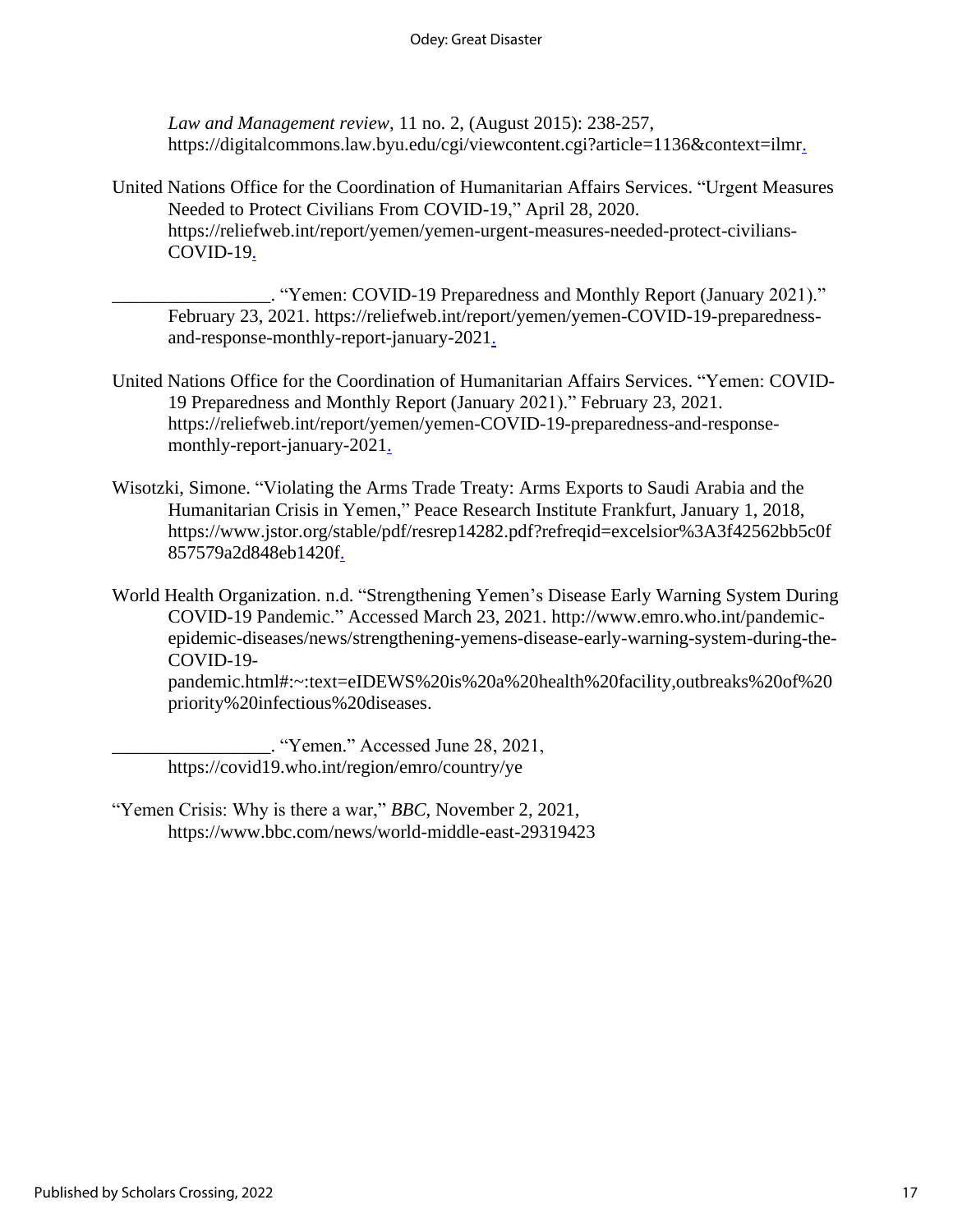*Law and Management review*, 11 no. 2, (August 2015): 238-257, https://digitalcommons.law.byu.edu/cgi/viewcontent.cgi?article=1136&context=ilmr.

United Nations Office for the Coordination of Humanitarian Affairs Services. "Urgent Measures Needed to Protect Civilians From COVID-19," April 28, 2020. https://reliefweb.int/report/yemen/yemen-urgent-measures-needed-protect-civilians-COVID-19.

_________________. "Yemen: COVID-19 Preparedness and Monthly Report (January 2021)." February 23, 2021. https://reliefweb.int/report/yemen/yemen-COVID-19-preparedness-and-response-monthly-report-january-2021.

United Nations Office for the Coordination of Humanitarian Affairs Services. "Yemen: COVID-19 Preparedness and Monthly Report (January 2021)." February 23, 2021. https://reliefweb.int/report/yemen/yemen-COVID-19-preparedness-and-response-monthly-report-january-2021.

Wisotzki, Simone. "Violating the Arms Trade Treaty: Arms Exports to Saudi Arabia and the Humanitarian Crisis in Yemen," Peace Research Institute Frankfurt, January 1, 2018, https://www.jstor.org/stable/pdf/resrep14282.pdf?refreqid=excelsior%3A3f42562bb5c0f857579a2d848eb1420f.

World Health Organization. n.d. "Strengthening Yemen's Disease Early Warning System During COVID-19 Pandemic." Accessed March 23, 2021. http://www.emro.who.int/pandemic-epidemic-diseases/news/strengthening-yemens-disease-early-warning-system-during-the-COVID-19-pandemic.html#:~:text=eIDEWS%20is%20a%20health%20facility,outbreaks%20of%20priority%20infectious%20diseases.

_________________. "Yemen." Accessed June 28, 2021, https://covid19.who.int/region/emro/country/ye

"Yemen Crisis: Why is there a war," *BBC*, November 2, 2021, https://www.bbc.com/news/world-middle-east-29319423